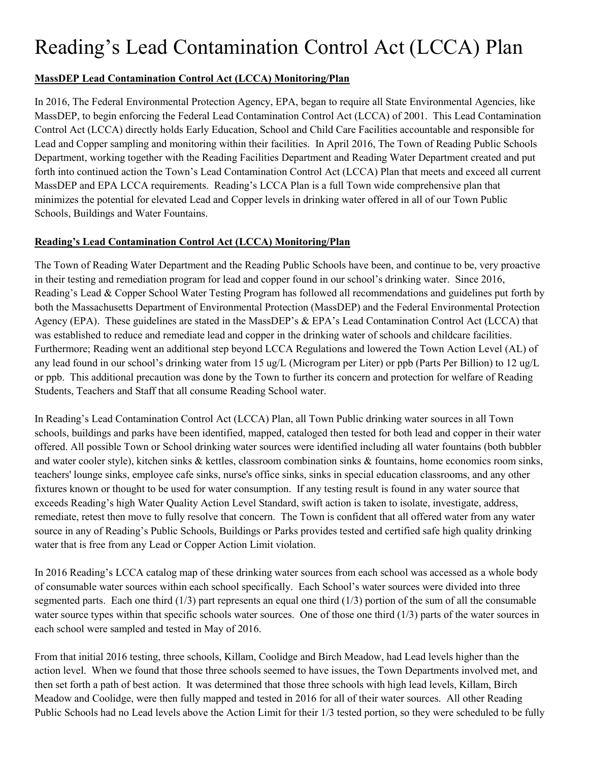# Reading's Lead Contamination Control Act (LCCA) Plan

**MassDEP Lead Contamination Control Act (LCCA) Monitoring/Plan**

In 2016, The Federal Environmental Protection Agency, EPA, began to require all State Environmental Agencies, like MassDEP, to begin enforcing the Federal Lead Contamination Control Act (LCCA) of 2001. This Lead Contamination Control Act (LCCA) directly holds Early Education, School and Child Care Facilities accountable and responsible for Lead and Copper sampling and monitoring within their facilities. In April 2016, The Town of Reading Public Schools Department, working together with the Reading Facilities Department and Reading Water Department created and put forth into continued action the Town's Lead Contamination Control Act (LCCA) Plan that meets and exceed all current MassDEP and EPA LCCA requirements. Reading's LCCA Plan is a full Town wide comprehensive plan that minimizes the potential for elevated Lead and Copper levels in drinking water offered in all of our Town Public Schools, Buildings and Water Fountains.

**Reading's Lead Contamination Control Act (LCCA) Monitoring/Plan**

The Town of Reading Water Department and the Reading Public Schools have been, and continue to be, very proactive in their testing and remediation program for lead and copper found in our school's drinking water. Since 2016, Reading's Lead & Copper School Water Testing Program has followed all recommendations and guidelines put forth by both the Massachusetts Department of Environmental Protection (MassDEP) and the Federal Environmental Protection Agency (EPA). These guidelines are stated in the MassDEP's & EPA's Lead Contamination Control Act (LCCA) that was established to reduce and remediate lead and copper in the drinking water of schools and childcare facilities. Furthermore; Reading went an additional step beyond LCCA Regulations and lowered the Town Action Level (AL) of any lead found in our school's drinking water from 15 ug/L (Microgram per Liter) or ppb (Parts Per Billion) to 12 ug/L or ppb. This additional precaution was done by the Town to further its concern and protection for welfare of Reading Students, Teachers and Staff that all consume Reading School water.

In Reading's Lead Contamination Control Act (LCCA) Plan, all Town Public drinking water sources in all Town schools, buildings and parks have been identified, mapped, cataloged then tested for both lead and copper in their water offered. All possible Town or School drinking water sources were identified including all water fountains (both bubbler and water cooler style), kitchen sinks & kettles, classroom combination sinks & fountains, home economics room sinks, teachers' lounge sinks, employee cafe sinks, nurse's office sinks, sinks in special education classrooms, and any other fixtures known or thought to be used for water consumption. If any testing result is found in any water source that exceeds Reading's high Water Quality Action Level Standard, swift action is taken to isolate, investigate, address, remediate, retest then move to fully resolve that concern. The Town is confident that all offered water from any water source in any of Reading's Public Schools, Buildings or Parks provides tested and certified safe high quality drinking water that is free from any Lead or Copper Action Limit violation.

In 2016 Reading's LCCA catalog map of these drinking water sources from each school was accessed as a whole body of consumable water sources within each school specifically. Each School's water sources were divided into three segmented parts. Each one third (1/3) part represents an equal one third (1/3) portion of the sum of all the consumable water source types within that specific schools water sources. One of those one third (1/3) parts of the water sources in each school were sampled and tested in May of 2016.

From that initial 2016 testing, three schools, Killam, Coolidge and Birch Meadow, had Lead levels higher than the action level. When we found that those three schools seemed to have issues, the Town Departments involved met, and then set forth a path of best action. It was determined that those three schools with high lead levels, Killam, Birch Meadow and Coolidge, were then fully mapped and tested in 2016 for all of their water sources. All other Reading Public Schools had no Lead levels above the Action Limit for their 1/3 tested portion, so they were scheduled to be fully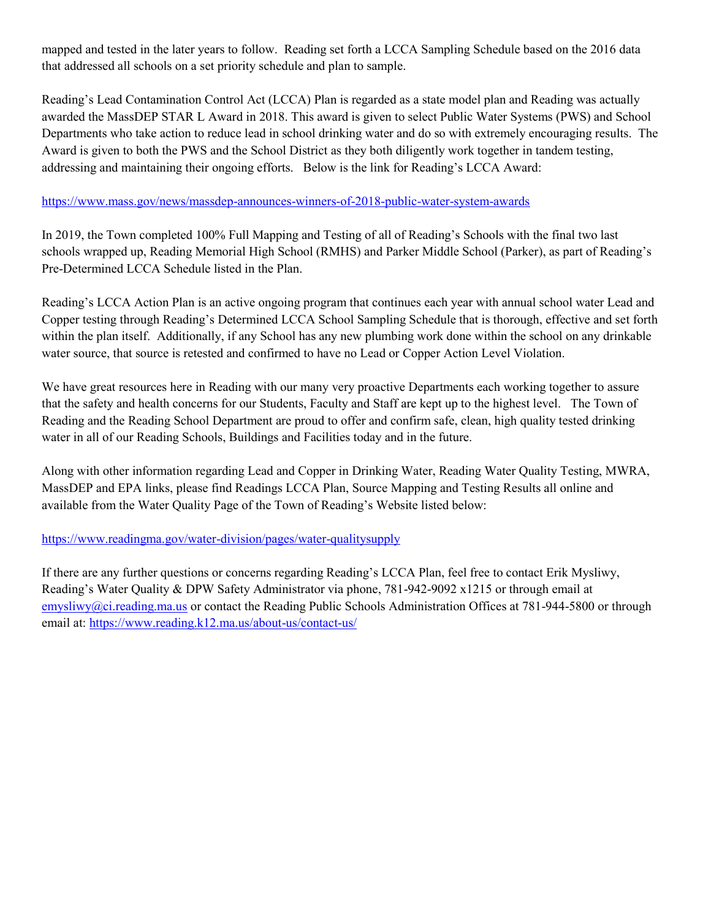mapped and tested in the later years to follow. Reading set forth a LCCA Sampling Schedule based on the 2016 data that addressed all schools on a set priority schedule and plan to sample.

Reading's Lead Contamination Control Act (LCCA) Plan is regarded as a state model plan and Reading was actually awarded the MassDEP STAR L Award in 2018. This award is given to select Public Water Systems (PWS) and School Departments who take action to reduce lead in school drinking water and do so with extremely encouraging results. The Award is given to both the PWS and the School District as they both diligently work together in tandem testing, addressing and maintaining their ongoing efforts. Below is the link for Reading's LCCA Award:

https://www.mass.gov/news/massdep-announces-winners-of-2018-public-water-system-awards

In 2019, the Town completed 100% Full Mapping and Testing of all of Reading's Schools with the final two last schools wrapped up, Reading Memorial High School (RMHS) and Parker Middle School (Parker), as part of Reading's Pre-Determined LCCA Schedule listed in the Plan.

Reading's LCCA Action Plan is an active ongoing program that continues each year with annual school water Lead and Copper testing through Reading's Determined LCCA School Sampling Schedule that is thorough, effective and set forth within the plan itself. Additionally, if any School has any new plumbing work done within the school on any drinkable water source, that source is retested and confirmed to have no Lead or Copper Action Level Violation.

We have great resources here in Reading with our many very proactive Departments each working together to assure that the safety and health concerns for our Students, Faculty and Staff are kept up to the highest level. The Town of Reading and the Reading School Department are proud to offer and confirm safe, clean, high quality tested drinking water in all of our Reading Schools, Buildings and Facilities today and in the future.

Along with other information regarding Lead and Copper in Drinking Water, Reading Water Quality Testing, MWRA, MassDEP and EPA links, please find Readings LCCA Plan, Source Mapping and Testing Results all online and available from the Water Quality Page of the Town of Reading's Website listed below:

https://www.readingma.gov/water-division/pages/water-qualitysupply

If there are any further questions or concerns regarding Reading's LCCA Plan, feel free to contact Erik Mysliwy, Reading's Water Quality & DPW Safety Administrator via phone, 781-942-9092 x1215 or through email at emysliwy@ci.reading.ma.us or contact the Reading Public Schools Administration Offices at 781-944-5800 or through email at: https://www.reading.k12.ma.us/about-us/contact-us/